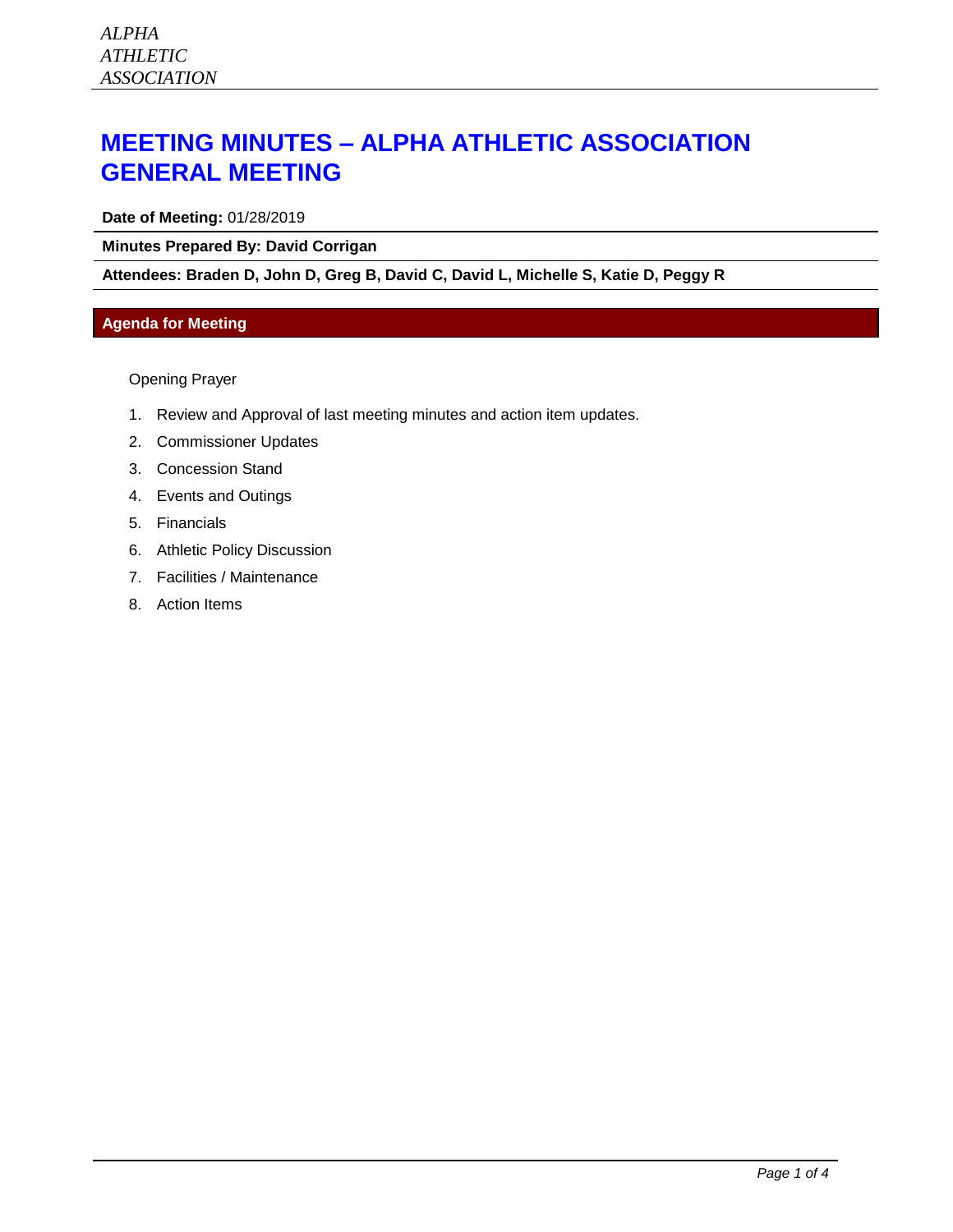*ALPHA ATHLETIC ASSOCIATION*

# MEETING MINUTES – ALPHA ATHLETIC ASSOCIATION GENERAL MEETING

**Date of Meeting:** 01/28/2019

**Minutes Prepared By: David Corrigan**

**Attendees: Braden D, John D, Greg B, David C, David L, Michelle S, Katie D, Peggy R**

## Agenda for Meeting

Opening Prayer

1. Review and Approval of last meeting minutes and action item updates.
2. Commissioner Updates
3. Concession Stand
4. Events and Outings
5. Financials
6. Athletic Policy Discussion
7. Facilities / Maintenance
8. Action Items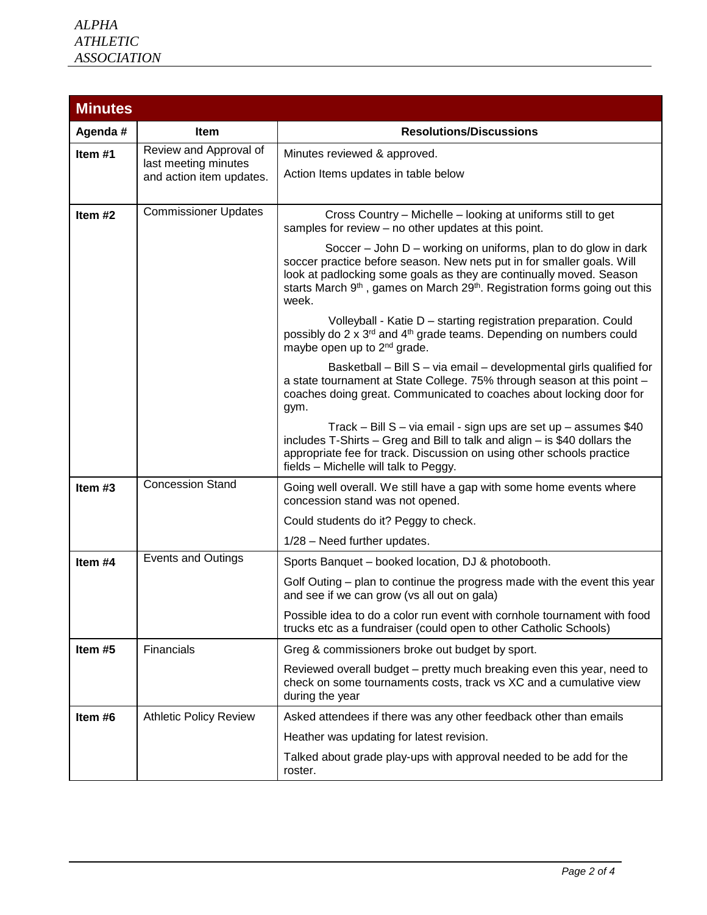## Minutes

| Agenda # | Item | Resolutions/Discussions |
|---|---|---|
| **Item #1** | Review and Approval of last meeting minutes and action item updates. | Minutes reviewed & approved.<br><br>Action Items updates in table below |
| **Item #2** | Commissioner Updates | Cross Country – Michelle – looking at uniforms still to get samples for review – no other updates at this point.<br><br>Soccer – John D – working on uniforms, plan to do glow in dark soccer practice before season. New nets put in for smaller goals. Will look at padlocking some goals as they are continually moved. Season starts March 9th , games on March 29th. Registration forms going out this week.<br><br>Volleyball - Katie D – starting registration preparation. Could possibly do 2 x 3rd and 4th grade teams. Depending on numbers could maybe open up to 2nd grade.<br><br>Basketball – Bill S – via email – developmental girls qualified for a state tournament at State College. 75% through season at this point – coaches doing great. Communicated to coaches about locking door for gym.<br><br>Track – Bill S – via email - sign ups are set up – assumes $40 includes T-Shirts – Greg and Bill to talk and align – is $40 dollars the appropriate fee for track. Discussion on using other schools practice fields – Michelle will talk to Peggy. |
| **Item #3** | Concession Stand | Going well overall. We still have a gap with some home events where concession stand was not opened.<br><br>Could students do it? Peggy to check.<br><br>1/28 – Need further updates. |
| **Item #4** | Events and Outings | Sports Banquet – booked location, DJ & photobooth.<br><br>Golf Outing – plan to continue the progress made with the event this year and see if we can grow (vs all out on gala)<br><br>Possible idea to do a color run event with cornhole tournament with food trucks etc as a fundraiser (could open to other Catholic Schools) |
| **Item #5** | Financials | Greg & commissioners broke out budget by sport.<br><br>Reviewed overall budget – pretty much breaking even this year, need to check on some tournaments costs, track vs XC and a cumulative view during the year |
| **Item #6** | Athletic Policy Review | Asked attendees if there was any other feedback other than emails<br><br>Heather was updating for latest revision.<br><br>Talked about grade play-ups with approval needed to be add for the roster. |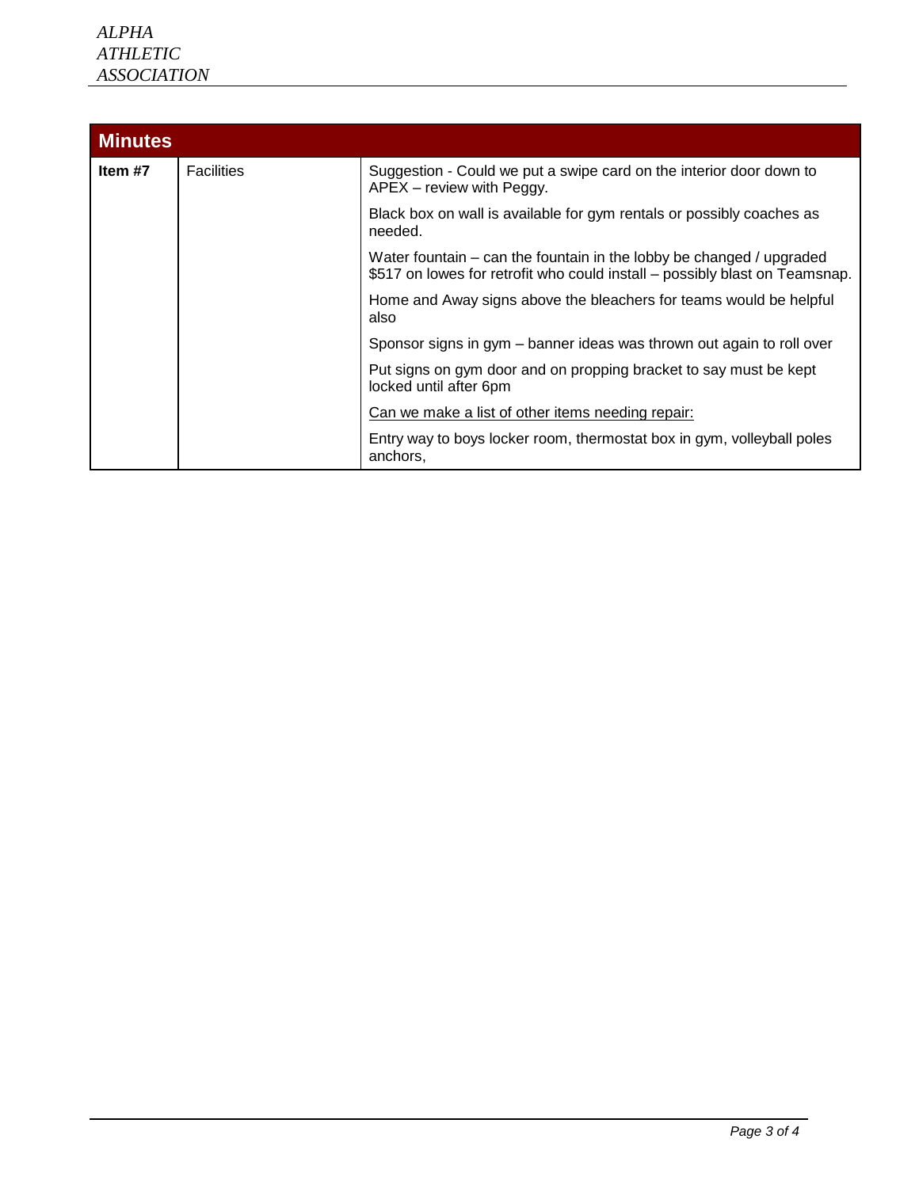| Minutes | | |
|---|---|---|
| **Item #7** | Facilities | Suggestion - Could we put a swipe card on the interior door down to APEX – review with Peggy. |
| | | Black box on wall is available for gym rentals or possibly coaches as needed. |
| | | Water fountain – can the fountain in the lobby be changed / upgraded $517 on lowes for retrofit who could install – possibly blast on Teamsnap. |
| | | Home and Away signs above the bleachers for teams would be helpful also |
| | | Sponsor signs in gym – banner ideas was thrown out again to roll over |
| | | Put signs on gym door and on propping bracket to say must be kept locked until after 6pm |
| | | <u>Can we make a list of other items needing repair:</u> |
| | | Entry way to boys locker room, thermostat box in gym, volleyball poles anchors, |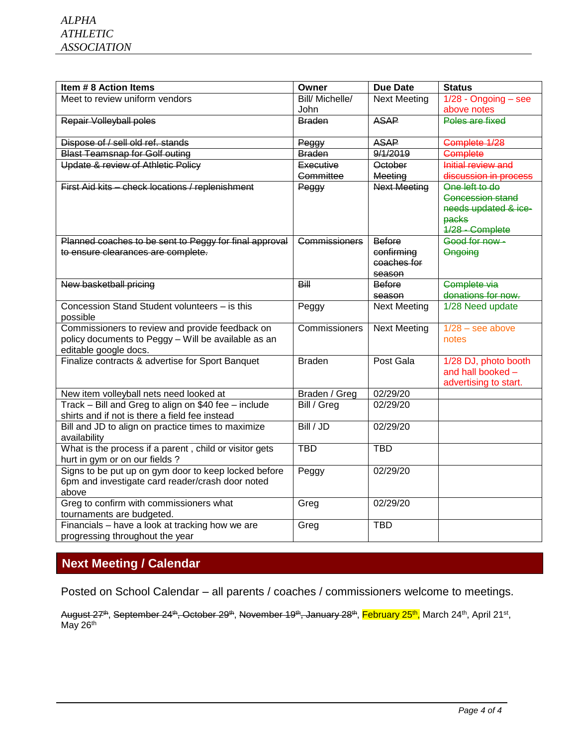*ALPHA ATHLETIC ASSOCIATION*

| Item # 8 Action Items | Owner | Due Date | Status |
|---|---|---|---|
| Meet to review uniform vendors | Bill/ Michelle/ John | Next Meeting | 1/28 - Ongoing – see above notes |
| ~~Repair Volleyball poles~~ | ~~Braden~~ | ~~ASAP~~ | ~~Poles are fixed~~ |
| ~~Dispose of / sell old ref. stands~~ | ~~Peggy~~ | ~~ASAP~~ | ~~Complete 1/28~~ |
| ~~Blast Teamsnap for Golf outing~~ | ~~Braden~~ | ~~9/1/2019~~ | ~~Complete~~ |
| ~~Update & review of Athletic Policy~~ | ~~Executive Committee~~ | ~~October Meeting~~ | ~~Initial review and discussion in process~~ |
| ~~First Aid kits – check locations / replenishment~~ | ~~Peggy~~ | ~~Next Meeting~~ | ~~One left to do Concession stand needs updated & ice-packs 1/28 - Complete~~ |
| ~~Planned coaches to be sent to Peggy for final approval to ensure clearances are complete.~~ | ~~Commissioners~~ | ~~Before confirming coaches for season~~ | ~~Good for now - Ongoing~~ |
| ~~New basketball pricing~~ | ~~Bill~~ | ~~Before season~~ | ~~Complete via donations for now.~~ |
| Concession Stand Student volunteers – is this possible | Peggy | Next Meeting | 1/28 Need update |
| Commissioners to review and provide feedback on policy documents to Peggy – Will be available as an editable google docs. | Commissioners | Next Meeting | 1/28 – see above notes |
| Finalize contracts & advertise for Sport Banquet | Braden | Post Gala | 1/28 DJ, photo booth and hall booked – advertising to start. |
| New item volleyball nets need looked at | Braden / Greg | 02/29/20 | |
| Track – Bill and Greg to align on $40 fee – include shirts and if not is there a field fee instead | Bill / Greg | 02/29/20 | |
| Bill and JD to align on practice times to maximize availability | Bill / JD | 02/29/20 | |
| What is the process if a parent , child or visitor gets hurt in gym or on our fields ? | TBD | TBD | |
| Signs to be put up on gym door to keep locked before 6pm and investigate card reader/crash door noted above | Peggy | 02/29/20 | |
| Greg to confirm with commissioners what tournaments are budgeted. | Greg | 02/29/20 | |
| Financials – have a look at tracking how we are progressing throughout the year | Greg | TBD | |

## Next Meeting / Calendar

Posted on School Calendar – all parents / coaches / commissioners welcome to meetings.

~~August 27th~~, ~~September 24th, October 29th~~, ~~November 19th, January 28th~~, February 25th, March 24th, April 21st, May 26th